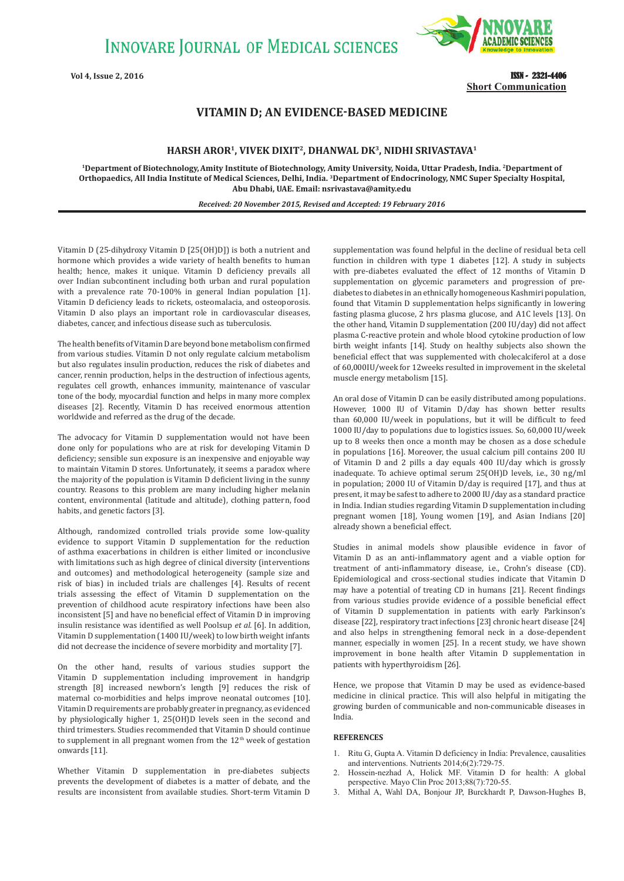Short Communication

# VITAMIN D; AN EVIDENCE-BASED MEDICINE

**HARSH AROR[1], VIVEK DIXIT[2], DHANWAL DK[3], NIDHI SRIVASTAVA[1]**

[1]Department of Biotechnology, Amity Institute of Biotechnology, Amity University, Noida, Uttar Pradesh, India. [2]Department of Orthopaedics, All India Institute of Medical Sciences, Delhi, India. [3]Department of Endocrinology, NMC Super Specialty Hospital, Abu Dhabi, UAE. Email: nsrivastava@amity.edu

*Received: 20 November 2015, Revised and Accepted: 19 February 2016*

Vitamin D (25-dihydroxy Vitamin D [25(OH)D]) is both a nutrient and hormone which provides a wide variety of health benefits to human health; hence, makes it unique. Vitamin D deficiency prevails all over Indian subcontinent including both urban and rural population with a prevalence rate 70-100% in general Indian population [1]. Vitamin D deficiency leads to rickets, osteomalacia, and osteoporosis. Vitamin D also plays an important role in cardiovascular diseases, diabetes, cancer, and infectious disease such as tuberculosis.

The health benefits of Vitamin D are beyond bone metabolism confirmed from various studies. Vitamin D not only regulate calcium metabolism but also regulates insulin production, reduces the risk of diabetes and cancer, rennin production, helps in the destruction of infectious agents, regulates cell growth, enhances immunity, maintenance of vascular tone of the body, myocardial function and helps in many more complex diseases [2]. Recently, Vitamin D has received enormous attention worldwide and referred as the drug of the decade.

The advocacy for Vitamin D supplementation would not have been done only for populations who are at risk for developing Vitamin D deficiency; sensible sun exposure is an inexpensive and enjoyable way to maintain Vitamin D stores. Unfortunately, it seems a paradox where the majority of the population is Vitamin D deficient living in the sunny country. Reasons to this problem are many including higher melanin content, environmental (latitude and altitude), clothing pattern, food habits, and genetic factors [3].

Although, randomized controlled trials provide some low-quality evidence to support Vitamin D supplementation for the reduction of asthma exacerbations in children is either limited or inconclusive with limitations such as high degree of clinical diversity (interventions and outcomes) and methodological heterogeneity (sample size and risk of bias) in included trials are challenges [4]. Results of recent trials assessing the effect of Vitamin D supplementation on the prevention of childhood acute respiratory infections have been also inconsistent [5] and have no beneficial effect of Vitamin D in improving insulin resistance was identified as well Poolsup *et al.* [6]. In addition, Vitamin D supplementation (1400 IU/week) to low birth weight infants did not decrease the incidence of severe morbidity and mortality [7].

On the other hand, results of various studies support the Vitamin D supplementation including improvement in handgrip strength [8] increased newborn's length [9] reduces the risk of maternal co-morbidities and helps improve neonatal outcomes [10]. Vitamin D requirements are probably greater in pregnancy, as evidenced by physiologically higher 1, 25(OH)D levels seen in the second and third trimesters. Studies recommended that Vitamin D should continue to supplement in all pregnant women from the 12th week of gestation onwards [11].

Whether Vitamin D supplementation in pre-diabetes subjects prevents the development of diabetes is a matter of debate, and the results are inconsistent from available studies. Short-term Vitamin D supplementation was found helpful in the decline of residual beta cell function in children with type 1 diabetes [12]. A study in subjects with pre-diabetes evaluated the effect of 12 months of Vitamin D supplementation on glycemic parameters and progression of pre-diabetes to diabetes in an ethnically homogeneous Kashmiri population, found that Vitamin D supplementation helps significantly in lowering fasting plasma glucose, 2 hrs plasma glucose, and A1C levels [13]. On the other hand, Vitamin D supplementation (200 IU/day) did not affect plasma C-reactive protein and whole blood cytokine production of low birth weight infants [14]. Study on healthy subjects also shown the beneficial effect that was supplemented with cholecalciferol at a dose of 60,000IU/week for 12weeks resulted in improvement in the skeletal muscle energy metabolism [15].

An oral dose of Vitamin D can be easily distributed among populations. However, 1000 IU of Vitamin D/day has shown better results than 60,000 IU/week in populations, but it will be difficult to feed 1000 IU/day to populations due to logistics issues. So, 60,000 IU/week up to 8 weeks then once a month may be chosen as a dose schedule in populations [16]. Moreover, the usual calcium pill contains 200 IU of Vitamin D and 2 pills a day equals 400 IU/day which is grossly inadequate. To achieve optimal serum 25(OH)D levels, i.e., 30 ng/ml in population; 2000 IU of Vitamin D/day is required [17], and thus at present, it may be safest to adhere to 2000 IU/day as a standard practice in India. Indian studies regarding Vitamin D supplementation including pregnant women [18], Young women [19], and Asian Indians [20] already shown a beneficial effect.

Studies in animal models show plausible evidence in favor of Vitamin D as an anti-inflammatory agent and a viable option for treatment of anti-inflammatory disease, i.e., Crohn's disease (CD). Epidemiological and cross-sectional studies indicate that Vitamin D may have a potential of treating CD in humans [21]. Recent findings from various studies provide evidence of a possible beneficial effect of Vitamin D supplementation in patients with early Parkinson's disease [22], respiratory tract infections [23] chronic heart disease [24] and also helps in strengthening femoral neck in a dose-dependent manner, especially in women [25]. In a recent study, we have shown improvement in bone health after Vitamin D supplementation in patients with hyperthyroidism [26].

Hence, we propose that Vitamin D may be used as evidence-based medicine in clinical practice. This will also helpful in mitigating the growing burden of communicable and non-communicable diseases in India.

## REFERENCES

1. Ritu G, Gupta A. Vitamin D deficiency in India: Prevalence, causalities and interventions. Nutrients 2014;6(2):729-75.
2. Hossein-nezhad A, Holick MF. Vitamin D for health: A global perspective. Mayo Clin Proc 2013;88(7):720-55.
3. Mithal A, Wahl DA, Bonjour JP, Burckhardt P, Dawson-Hughes B,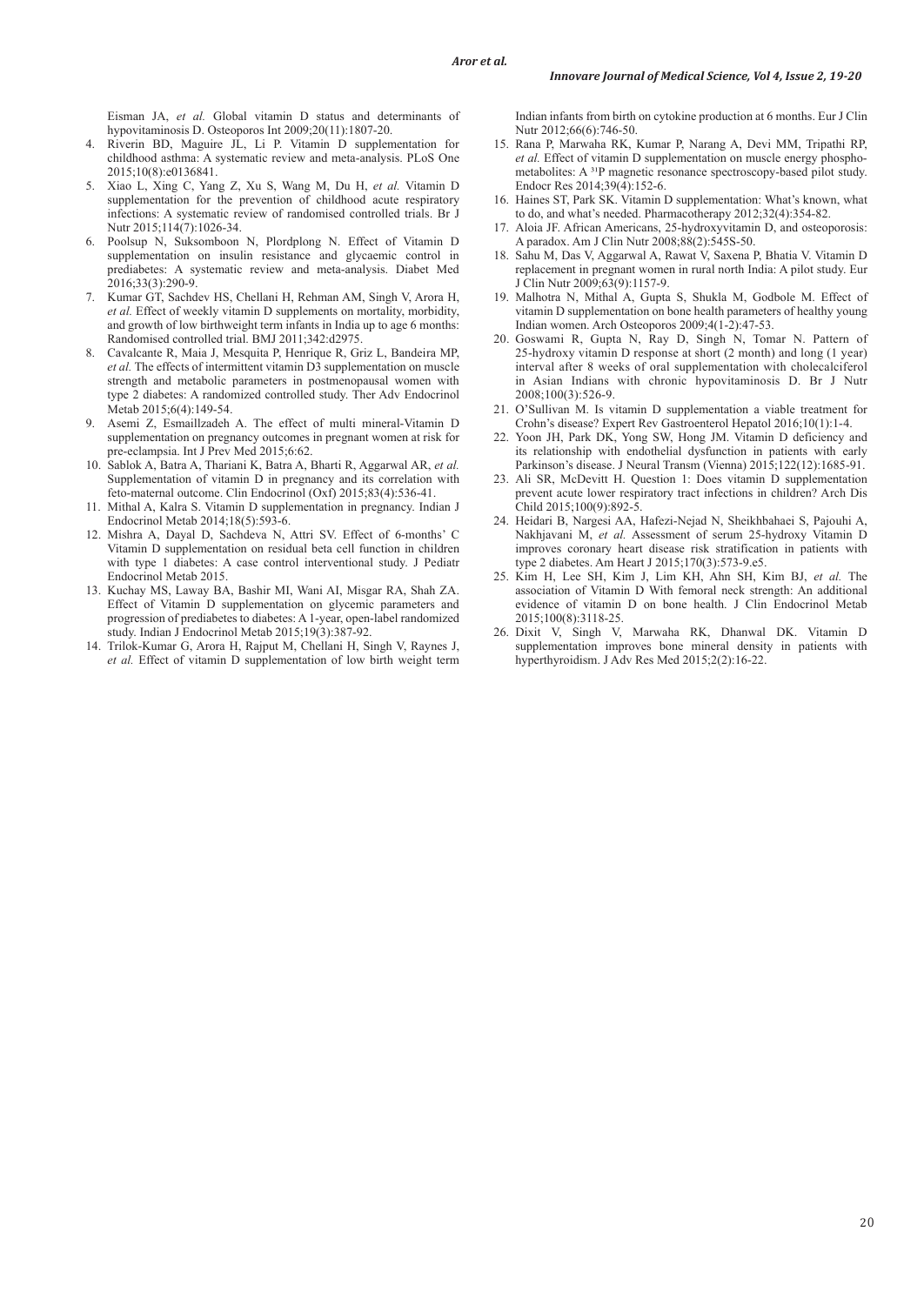Eisman JA, *et al.* Global vitamin D status and determinants of hypovitaminosis D. Osteoporos Int 2009;20(11):1807-20.

4. Riverin BD, Maguire JL, Li P. Vitamin D supplementation for childhood asthma: A systematic review and meta-analysis. PLoS One 2015;10(8):e0136841.
5. Xiao L, Xing C, Yang Z, Xu S, Wang M, Du H, *et al.* Vitamin D supplementation for the prevention of childhood acute respiratory infections: A systematic review of randomised controlled trials. Br J Nutr 2015;114(7):1026-34.
6. Poolsup N, Suksomboon N, Plordplong N. Effect of Vitamin D supplementation on insulin resistance and glycaemic control in prediabetes: A systematic review and meta-analysis. Diabet Med 2016;33(3):290-9.
7. Kumar GT, Sachdev HS, Chellani H, Rehman AM, Singh V, Arora H, *et al.* Effect of weekly vitamin D supplements on mortality, morbidity, and growth of low birthweight term infants in India up to age 6 months: Randomised controlled trial. BMJ 2011;342:d2975.
8. Cavalcante R, Maia J, Mesquita P, Henrique R, Griz L, Bandeira MP, *et al.* The effects of intermittent vitamin D3 supplementation on muscle strength and metabolic parameters in postmenopausal women with type 2 diabetes: A randomized controlled study. Ther Adv Endocrinol Metab 2015;6(4):149-54.
9. Asemi Z, Esmaillzadeh A. The effect of multi mineral-Vitamin D supplementation on pregnancy outcomes in pregnant women at risk for pre-eclampsia. Int J Prev Med 2015;6:62.
10. Sablok A, Batra A, Thariani K, Batra A, Bharti R, Aggarwal AR, *et al.* Supplementation of vitamin D in pregnancy and its correlation with feto-maternal outcome. Clin Endocrinol (Oxf) 2015;83(4):536-41.
11. Mithal A, Kalra S. Vitamin D supplementation in pregnancy. Indian J Endocrinol Metab 2014;18(5):593-6.
12. Mishra A, Dayal D, Sachdeva N, Attri SV. Effect of 6-months' C Vitamin D supplementation on residual beta cell function in children with type 1 diabetes: A case control interventional study. J Pediatr Endocrinol Metab 2015.
13. Kuchay MS, Laway BA, Bashir MI, Wani AI, Misgar RA, Shah ZA. Effect of Vitamin D supplementation on glycemic parameters and progression of prediabetes to diabetes: A 1-year, open-label randomized study. Indian J Endocrinol Metab 2015;19(3):387-92.
14. Trilok-Kumar G, Arora H, Rajput M, Chellani H, Singh V, Raynes J, *et al.* Effect of vitamin D supplementation of low birth weight term Indian infants from birth on cytokine production at 6 months. Eur J Clin Nutr 2012;66(6):746-50.
15. Rana P, Marwaha RK, Kumar P, Narang A, Devi MM, Tripathi RP, *et al.* Effect of vitamin D supplementation on muscle energy phospho-metabolites: A $^{31}$P magnetic resonance spectroscopy-based pilot study. Endocr Res 2014;39(4):152-6.
16. Haines ST, Park SK. Vitamin D supplementation: What's known, what to do, and what's needed. Pharmacotherapy 2012;32(4):354-82.
17. Aloia JF. African Americans, 25-hydroxyvitamin D, and osteoporosis: A paradox. Am J Clin Nutr 2008;88(2):545S-50.
18. Sahu M, Das V, Aggarwal A, Rawat V, Saxena P, Bhatia V. Vitamin D replacement in pregnant women in rural north India: A pilot study. Eur J Clin Nutr 2009;63(9):1157-9.
19. Malhotra N, Mithal A, Gupta S, Shukla M, Godbole M. Effect of vitamin D supplementation on bone health parameters of healthy young Indian women. Arch Osteoporos 2009;4(1-2):47-53.
20. Goswami R, Gupta N, Ray D, Singh N, Tomar N. Pattern of 25-hydroxy vitamin D response at short (2 month) and long (1 year) interval after 8 weeks of oral supplementation with cholecalciferol in Asian Indians with chronic hypovitaminosis D. Br J Nutr 2008;100(3):526-9.
21. O'Sullivan M. Is vitamin D supplementation a viable treatment for Crohn's disease? Expert Rev Gastroenterol Hepatol 2016;10(1):1-4.
22. Yoon JH, Park DK, Yong SW, Hong JM. Vitamin D deficiency and its relationship with endothelial dysfunction in patients with early Parkinson's disease. J Neural Transm (Vienna) 2015;122(12):1685-91.
23. Ali SR, McDevitt H. Question 1: Does vitamin D supplementation prevent acute lower respiratory tract infections in children? Arch Dis Child 2015;100(9):892-5.
24. Heidari B, Nargesi AA, Hafezi-Nejad N, Sheikhbahaei S, Pajouhi A, Nakhjavani M, *et al.* Assessment of serum 25-hydroxy Vitamin D improves coronary heart disease risk stratification in patients with type 2 diabetes. Am Heart J 2015;170(3):573-9.e5.
25. Kim H, Lee SH, Kim J, Lim KH, Ahn SH, Kim BJ, *et al.* The association of Vitamin D With femoral neck strength: An additional evidence of vitamin D on bone health. J Clin Endocrinol Metab 2015;100(8):3118-25.
26. Dixit V, Singh V, Marwaha RK, Dhanwal DK. Vitamin D supplementation improves bone mineral density in patients with hyperthyroidism. J Adv Res Med 2015;2(2):16-22.